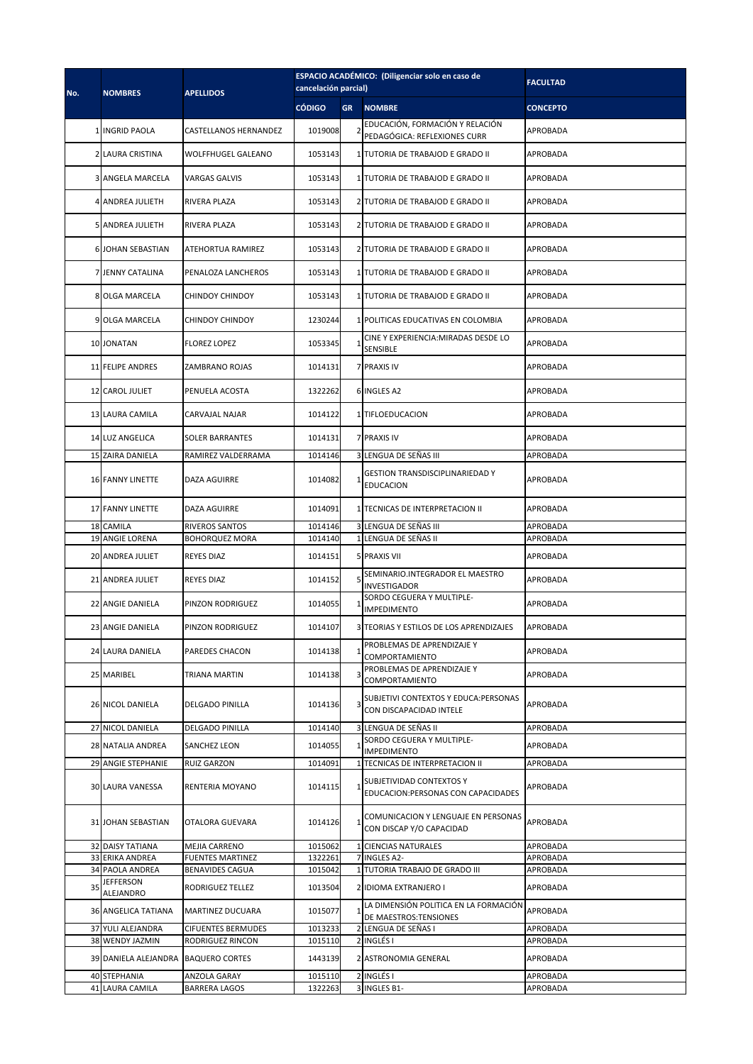| No. | NOMBRES | APELLIDOS | ESPACIO ACADÉMICO: (Diligenciar solo en caso de cancelación parcial) | | | FACULTAD |
|---|---|---|---|---|---|---|
| | | | CÓDIGO | GR | NOMBRE | CONCEPTO |
| 1 | INGRID PAOLA | CASTELLANOS HERNANDEZ | 1019008 | 2 | EDUCACIÓN, FORMACIÓN Y RELACIÓN PEDAGÓGICA: REFLEXIONES CURR | APROBADA |
| 2 | LAURA CRISTINA | WOLFFHUGEL GALEANO | 1053143 | 1 | TUTORIA DE TRABAJOD E GRADO II | APROBADA |
| 3 | ANGELA MARCELA | VARGAS GALVIS | 1053143 | 1 | TUTORIA DE TRABAJOD E GRADO II | APROBADA |
| 4 | ANDREA JULIETH | RIVERA PLAZA | 1053143 | 2 | TUTORIA DE TRABAJOD E GRADO II | APROBADA |
| 5 | ANDREA JULIETH | RIVERA PLAZA | 1053143 | 2 | TUTORIA DE TRABAJOD E GRADO II | APROBADA |
| 6 | JOHAN SEBASTIAN | ATEHORTUA RAMIREZ | 1053143 | 2 | TUTORIA DE TRABAJOD E GRADO II | APROBADA |
| 7 | JENNY CATALINA | PENALOZA LANCHEROS | 1053143 | 1 | TUTORIA DE TRABAJOD E GRADO II | APROBADA |
| 8 | OLGA MARCELA | CHINDOY CHINDOY | 1053143 | 1 | TUTORIA DE TRABAJOD E GRADO II | APROBADA |
| 9 | OLGA MARCELA | CHINDOY CHINDOY | 1230244 | 1 | POLITICAS EDUCATIVAS EN COLOMBIA | APROBADA |
| 10 | JONATAN | FLOREZ LOPEZ | 1053345 | 1 | CINE Y EXPERIENCIA:MIRADAS DESDE LO SENSIBLE | APROBADA |
| 11 | FELIPE ANDRES | ZAMBRANO ROJAS | 1014131 | 7 | PRAXIS IV | APROBADA |
| 12 | CAROL JULIET | PENUELA ACOSTA | 1322262 | 6 | INGLES A2 | APROBADA |
| 13 | LAURA CAMILA | CARVAJAL NAJAR | 1014122 | 1 | TIFLOEDUCACION | APROBADA |
| 14 | LUZ ANGELICA | SOLER BARRANTES | 1014131 | 7 | PRAXIS IV | APROBADA |
| 15 | ZAIRA DANIELA | RAMIREZ VALDERRAMA | 1014146 | 3 | LENGUA DE SEÑAS III | APROBADA |
| 16 | FANNY LINETTE | DAZA AGUIRRE | 1014082 | 1 | GESTION TRANSDISCIPLINARIEDAD Y EDUCACION | APROBADA |
| 17 | FANNY LINETTE | DAZA AGUIRRE | 1014091 | 1 | TECNICAS DE INTERPRETACION II | APROBADA |
| 18 | CAMILA | RIVEROS SANTOS | 1014146 | 3 | LENGUA DE SEÑAS III | APROBADA |
| 19 | ANGIE LORENA | BOHORQUEZ MORA | 1014140 | 1 | LENGUA DE SEÑAS II | APROBADA |
| 20 | ANDREA JULIET | REYES DIAZ | 1014151 | 5 | PRAXIS VII | APROBADA |
| 21 | ANDREA JULIET | REYES DIAZ | 1014152 | 5 | SEMINARIO.INTEGRADOR EL MAESTRO INVESTIGADOR | APROBADA |
| 22 | ANGIE DANIELA | PINZON RODRIGUEZ | 1014055 | 1 | SORDO CEGUERA Y MULTIPLE-IMPEDIMENTO | APROBADA |
| 23 | ANGIE DANIELA | PINZON RODRIGUEZ | 1014107 | 3 | TEORIAS Y ESTILOS DE LOS APRENDIZAJES | APROBADA |
| 24 | LAURA DANIELA | PAREDES CHACON | 1014138 | 1 | PROBLEMAS DE APRENDIZAJE Y COMPORTAMIENTO | APROBADA |
| 25 | MARIBEL | TRIANA MARTIN | 1014138 | 3 | PROBLEMAS DE APRENDIZAJE Y COMPORTAMIENTO | APROBADA |
| 26 | NICOL DANIELA | DELGADO PINILLA | 1014136 | 3 | SUBJETIVI CONTEXTOS Y EDUCA:PERSONAS CON DISCAPACIDAD INTELE | APROBADA |
| 27 | NICOL DANIELA | DELGADO PINILLA | 1014140 | 3 | LENGUA DE SEÑAS II | APROBADA |
| 28 | NATALIA ANDREA | SANCHEZ LEON | 1014055 | 1 | SORDO CEGUERA Y MULTIPLE-IMPEDIMENTO | APROBADA |
| 29 | ANGIE STEPHANIE | RUIZ GARZON | 1014091 | 1 | TECNICAS DE INTERPRETACION II | APROBADA |
| 30 | LAURA VANESSA | RENTERIA MOYANO | 1014115 | 1 | SUBJETIVIDAD CONTEXTOS Y EDUCACION:PERSONAS CON CAPACIDADES | APROBADA |
| 31 | JOHAN SEBASTIAN | OTALORA GUEVARA | 1014126 | 1 | COMUNICACION Y LENGUAJE EN PERSONAS CON DISCAP Y/O CAPACIDAD | APROBADA |
| 32 | DAISY TATIANA | MEJIA CARRENO | 1015062 | 1 | CIENCIAS NATURALES | APROBADA |
| 33 | ERIKA ANDREA | FUENTES MARTINEZ | 1322261 | 7 | INGLES A2- | APROBADA |
| 34 | PAOLA ANDREA | BENAVIDES CAGUA | 1015042 | 1 | TUTORIA TRABAJO DE GRADO III | APROBADA |
| 35 | JEFFERSON ALEJANDRO | RODRIGUEZ TELLEZ | 1013504 | 2 | IDIOMA EXTRANJERO I | APROBADA |
| 36 | ANGELICA TATIANA | MARTINEZ DUCUARA | 1015077 | 1 | LA DIMENSIÓN POLITICA EN LA FORMACIÓN DE MAESTROS:TENSIONES | APROBADA |
| 37 | YULI ALEJANDRA | CIFUENTES BERMUDES | 1013233 | 2 | LENGUA DE SEÑAS I | APROBADA |
| 38 | WENDY JAZMIN | RODRIGUEZ RINCON | 1015110 | 2 | INGLÉS I | APROBADA |
| 39 | DANIELA ALEJANDRA | BAQUERO CORTES | 1443139 | 2 | ASTRONOMIA GENERAL | APROBADA |
| 40 | STEPHANIA | ANZOLA GARAY | 1015110 | 2 | INGLÉS I | APROBADA |
| 41 | LAURA CAMILA | BARRERA LAGOS | 1322263 | 3 | INGLES B1- | APROBADA |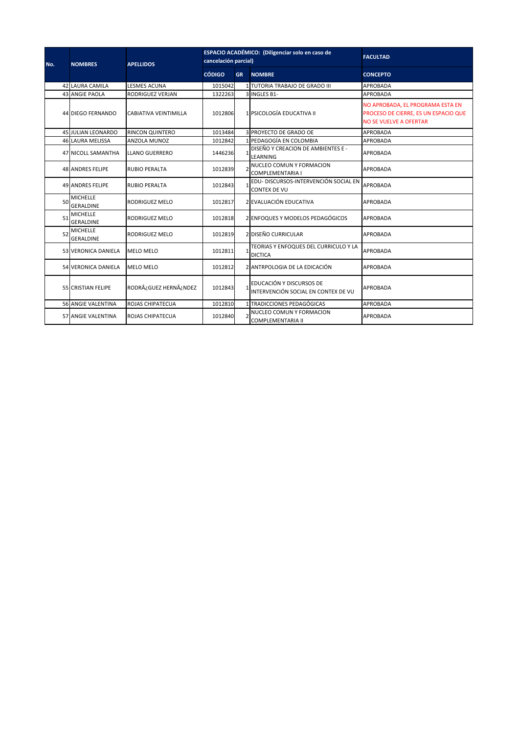| No. | NOMBRES | APELLIDOS | ESPACIO ACADÉMICO: (Diligenciar solo en caso de cancelación parcial) | | | FACULTAD |
|---|---|---|---|---|---|---|
| | | | CÓDIGO | GR | NOMBRE | CONCEPTO |
| 42 | LAURA CAMILA | LESMES ACUNA | 1015042 | 1 | TUTORIA TRABAJO DE GRADO III | APROBADA |
| 43 | ANGIE PAOLA | RODRIGUEZ VERJAN | 1322263 | 3 | INGLES B1- | APROBADA |
| 44 | DIEGO FERNANDO | CABIATIVA VEINTIMILLA | 1012806 | 1 | PSICOLOGÍA EDUCATIVA II | NO APROBADA, EL PROGRAMA ESTA EN PROCESO DE CIERRE, ES UN ESPACIO QUE NO SE VUELVE A OFERTAR |
| 45 | JULIAN LEONARDO | RINCON QUINTERO | 1013484 | 3 | PROYECTO DE GRADO OE | APROBADA |
| 46 | LAURA MELISSA | ANZOLA MUNOZ | 1012842 | 1 | PEDAGOGÍA EN COLOMBIA | APROBADA |
| 47 | NICOLL SAMANTHA | LLANO GUERRERO | 1446236 | 1 | DISEÑO Y CREACION DE AMBIENTES E - LEARNING | APROBADA |
| 48 | ANDRES FELIPE | RUBIO PERALTA | 1012839 | 2 | NUCLEO COMUN Y FORMACION COMPLEMENTARIA I | APROBADA |
| 49 | ANDRES FELIPE | RUBIO PERALTA | 1012843 | 1 | EDU- DISCURSOS-INTERVENCIÓN SOCIAL EN CONTEX DE VU | APROBADA |
| 50 | MICHELLE GERALDINE | RODRIGUEZ MELO | 1012817 | 2 | EVALUACIÓN EDUCATIVA | APROBADA |
| 51 | MICHELLE GERALDINE | RODRIGUEZ MELO | 1012818 | 2 | ENFOQUES Y MODELOS PEDAGÓGICOS | APROBADA |
| 52 | MICHELLE GERALDINE | RODRIGUEZ MELO | 1012819 | 2 | DISEÑO CURRICULAR | APROBADA |
| 53 | VERONICA DANIELA | MELO MELO | 1012811 | 1 | TEORIAS Y ENFOQUES DEL CURRICULO Y LA DICTICA | APROBADA |
| 54 | VERONICA DANIELA | MELO MELO | 1012812 | 2 | ANTRPOLOGIA DE LA EDICACIÓN | APROBADA |
| 55 | CRISTIAN FELIPE | RODRÃ¿GUEZ HERNÃ¿NDEZ | 1012843 | 1 | EDUCACIÓN Y DISCURSOS DE INTERVENCIÓN SOCIAL EN CONTEX DE VU | APROBADA |
| 56 | ANGIE VALENTINA | ROJAS CHIPATECUA | 1012810 | 1 | TRADICCIONES PEDAGÓGICAS | APROBADA |
| 57 | ANGIE VALENTINA | ROJAS CHIPATECUA | 1012840 | 2 | NUCLEO COMUN Y FORMACION COMPLEMENTARIA II | APROBADA |